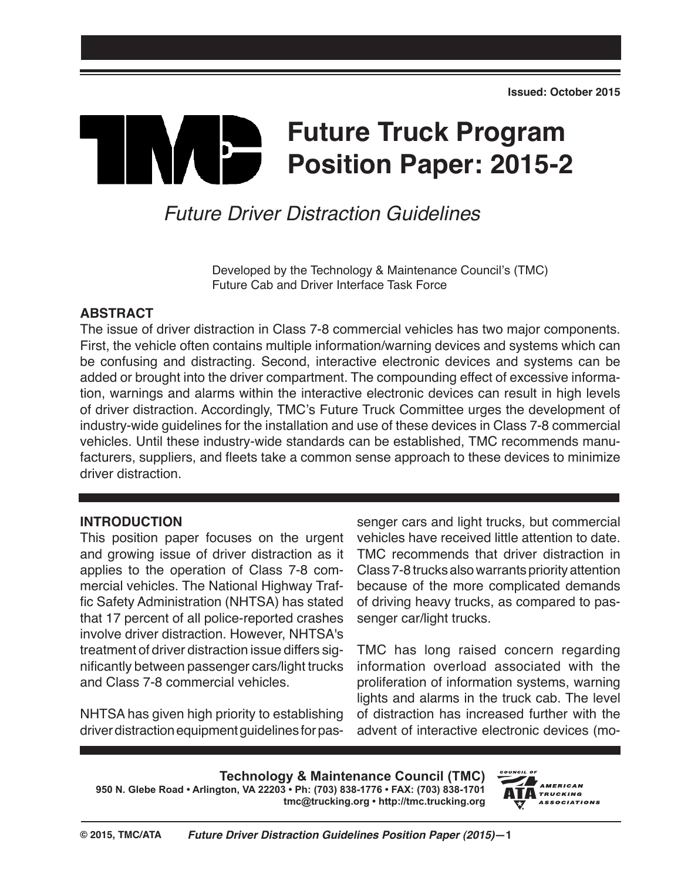Issued: October 2015

# Future Truck Program Position Paper: 2015-2

*Future Driver Distraction Guidelines*

Developed by the Technology & Maintenance Council's (TMC) Future Cab and Driver Interface Task Force

## ABSTRACT

The issue of driver distraction in Class 7-8 commercial vehicles has two major components. First, the vehicle often contains multiple information/warning devices and systems which can be confusing and distracting. Second, interactive electronic devices and systems can be added or brought into the driver compartment. The compounding effect of excessive information, warnings and alarms within the interactive electronic devices can result in high levels of driver distraction. Accordingly, TMC's Future Truck Committee urges the development of industry-wide guidelines for the installation and use of these devices in Class 7-8 commercial vehicles. Until these industry-wide standards can be established, TMC recommends manufacturers, suppliers, and fleets take a common sense approach to these devices to minimize driver distraction.

## INTRODUCTION

This position paper focuses on the urgent and growing issue of driver distraction as it applies to the operation of Class 7-8 commercial vehicles. The National Highway Traffic Safety Administration (NHTSA) has stated that 17 percent of all police-reported crashes involve driver distraction. However, NHTSA's treatment of driver distraction issue differs significantly between passenger cars/light trucks and Class 7-8 commercial vehicles.

NHTSA has given high priority to establishing driver distraction equipment guidelines for passenger cars and light trucks, but commercial vehicles have received little attention to date. TMC recommends that driver distraction in Class 7-8 trucks also warrants priority attention because of the more complicated demands of driving heavy trucks, as compared to passenger car/light trucks.

TMC has long raised concern regarding information overload associated with the proliferation of information systems, warning lights and alarms in the truck cab. The level of distraction has increased further with the advent of interactive electronic devices (mo-

Technology & Maintenance Council (TMC)
950 N. Glebe Road • Arlington, VA 22203 • Ph: (703) 838-1776 • FAX: (703) 838-1701
tmc@trucking.org • http://tmc.trucking.org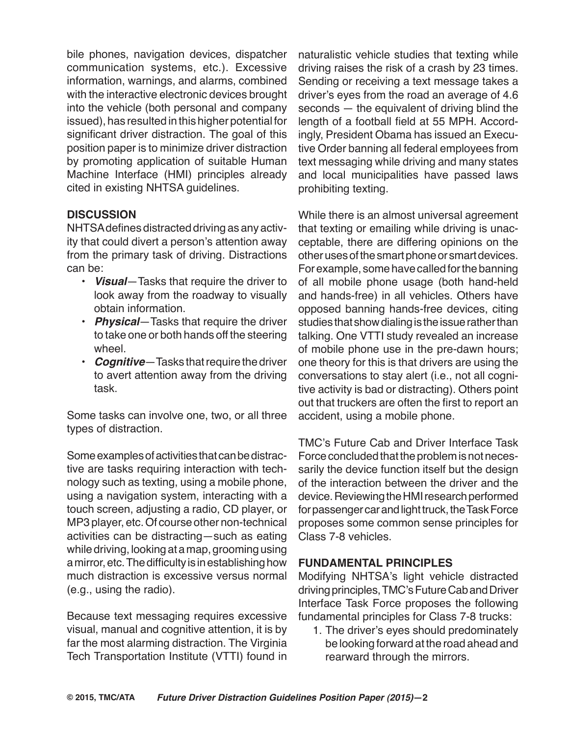bile phones, navigation devices, dispatcher communication systems, etc.). Excessive information, warnings, and alarms, combined with the interactive electronic devices brought into the vehicle (both personal and company issued), has resulted in this higher potential for significant driver distraction. The goal of this position paper is to minimize driver distraction by promoting application of suitable Human Machine Interface (HMI) principles already cited in existing NHTSA guidelines.

## DISCUSSION

NHTSA defines distracted driving as any activity that could divert a person's attention away from the primary task of driving. Distractions can be:

- ***Visual***—Tasks that require the driver to look away from the roadway to visually obtain information.
- ***Physical***—Tasks that require the driver to take one or both hands off the steering wheel.
- ***Cognitive***—Tasks that require the driver to avert attention away from the driving task.

Some tasks can involve one, two, or all three types of distraction.

Some examples of activities that can be distractive are tasks requiring interaction with technology such as texting, using a mobile phone, using a navigation system, interacting with a touch screen, adjusting a radio, CD player, or MP3 player, etc. Of course other non-technical activities can be distracting—such as eating while driving, looking at a map, grooming using a mirror, etc. The difficulty is in establishing how much distraction is excessive versus normal (e.g., using the radio).

Because text messaging requires excessive visual, manual and cognitive attention, it is by far the most alarming distraction. The Virginia Tech Transportation Institute (VTTI) found in naturalistic vehicle studies that texting while driving raises the risk of a crash by 23 times. Sending or receiving a text message takes a driver's eyes from the road an average of 4.6 seconds — the equivalent of driving blind the length of a football field at 55 MPH. Accordingly, President Obama has issued an Executive Order banning all federal employees from text messaging while driving and many states and local municipalities have passed laws prohibiting texting.

While there is an almost universal agreement that texting or emailing while driving is unacceptable, there are differing opinions on the other uses of the smart phone or smart devices. For example, some have called for the banning of all mobile phone usage (both hand-held and hands-free) in all vehicles. Others have opposed banning hands-free devices, citing studies that show dialing is the issue rather than talking. One VTTI study revealed an increase of mobile phone use in the pre-dawn hours; one theory for this is that drivers are using the conversations to stay alert (i.e., not all cognitive activity is bad or distracting). Others point out that truckers are often the first to report an accident, using a mobile phone.

TMC's Future Cab and Driver Interface Task Force concluded that the problem is not necessarily the device function itself but the design of the interaction between the driver and the device. Reviewing the HMI research performed for passenger car and light truck, the Task Force proposes some common sense principles for Class 7-8 vehicles.

## FUNDAMENTAL PRINCIPLES

Modifying NHTSA's light vehicle distracted driving principles, TMC's Future Cab and Driver Interface Task Force proposes the following fundamental principles for Class 7-8 trucks:

1. The driver's eyes should predominately be looking forward at the road ahead and rearward through the mirrors.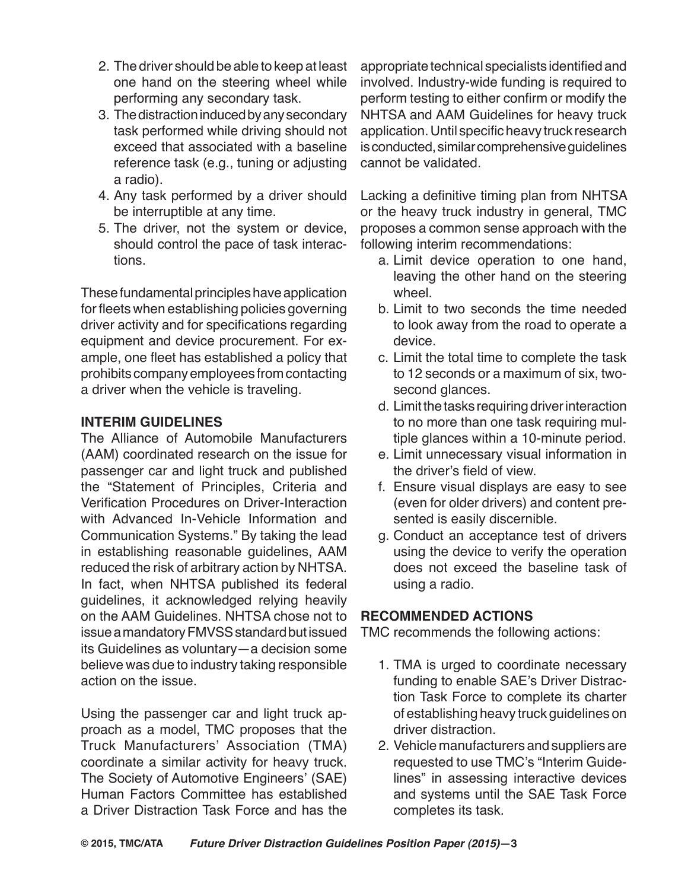2. The driver should be able to keep at least one hand on the steering wheel while performing any secondary task.
3. The distraction induced by any secondary task performed while driving should not exceed that associated with a baseline reference task (e.g., tuning or adjusting a radio).
4. Any task performed by a driver should be interruptible at any time.
5. The driver, not the system or device, should control the pace of task interactions.

These fundamental principles have application for fleets when establishing policies governing driver activity and for specifications regarding equipment and device procurement. For example, one fleet has established a policy that prohibits company employees from contacting a driver when the vehicle is traveling.

## INTERIM GUIDELINES

The Alliance of Automobile Manufacturers (AAM) coordinated research on the issue for passenger car and light truck and published the "Statement of Principles, Criteria and Verification Procedures on Driver-Interaction with Advanced In-Vehicle Information and Communication Systems." By taking the lead in establishing reasonable guidelines, AAM reduced the risk of arbitrary action by NHTSA. In fact, when NHTSA published its federal guidelines, it acknowledged relying heavily on the AAM Guidelines. NHTSA chose not to issue a mandatory FMVSS standard but issued its Guidelines as voluntary—a decision some believe was due to industry taking responsible action on the issue.

Using the passenger car and light truck approach as a model, TMC proposes that the Truck Manufacturers' Association (TMA) coordinate a similar activity for heavy truck. The Society of Automotive Engineers' (SAE) Human Factors Committee has established a Driver Distraction Task Force and has the appropriate technical specialists identified and involved. Industry-wide funding is required to perform testing to either confirm or modify the NHTSA and AAM Guidelines for heavy truck application. Until specific heavy truck research is conducted, similar comprehensive guidelines cannot be validated.

Lacking a definitive timing plan from NHTSA or the heavy truck industry in general, TMC proposes a common sense approach with the following interim recommendations:

a. Limit device operation to one hand, leaving the other hand on the steering wheel.
b. Limit to two seconds the time needed to look away from the road to operate a device.
c. Limit the total time to complete the task to 12 seconds or a maximum of six, two-second glances.
d. Limit the tasks requiring driver interaction to no more than one task requiring multiple glances within a 10-minute period.
e. Limit unnecessary visual information in the driver's field of view.
f. Ensure visual displays are easy to see (even for older drivers) and content presented is easily discernible.
g. Conduct an acceptance test of drivers using the device to verify the operation does not exceed the baseline task of using a radio.

## RECOMMENDED ACTIONS

TMC recommends the following actions:

1. TMA is urged to coordinate necessary funding to enable SAE's Driver Distraction Task Force to complete its charter of establishing heavy truck guidelines on driver distraction.
2. Vehicle manufacturers and suppliers are requested to use TMC's "Interim Guidelines" in assessing interactive devices and systems until the SAE Task Force completes its task.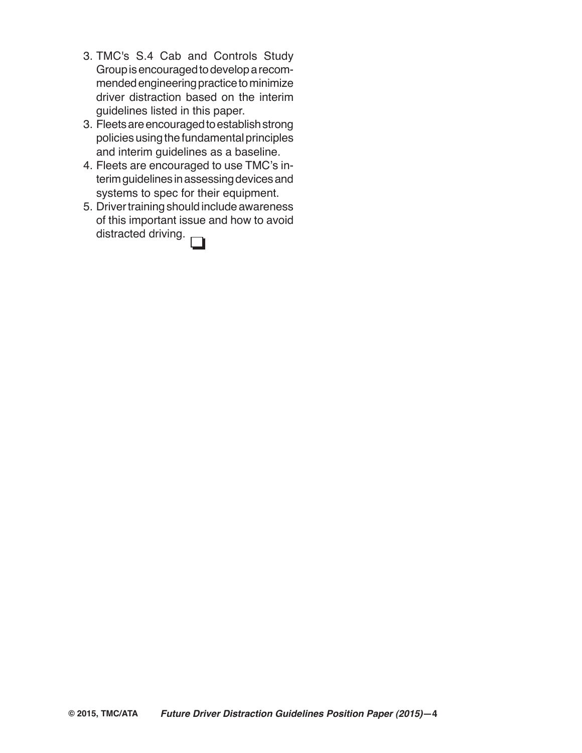3. TMC's S.4 Cab and Controls Study Group is encouraged to develop a recommended engineering practice to minimize driver distraction based on the interim guidelines listed in this paper.
3. Fleets are encouraged to establish strong policies using the fundamental principles and interim guidelines as a baseline.
4. Fleets are encouraged to use TMC's interim guidelines in assessing devices and systems to spec for their equipment.
5. Driver training should include awareness of this important issue and how to avoid distracted driving. ❑